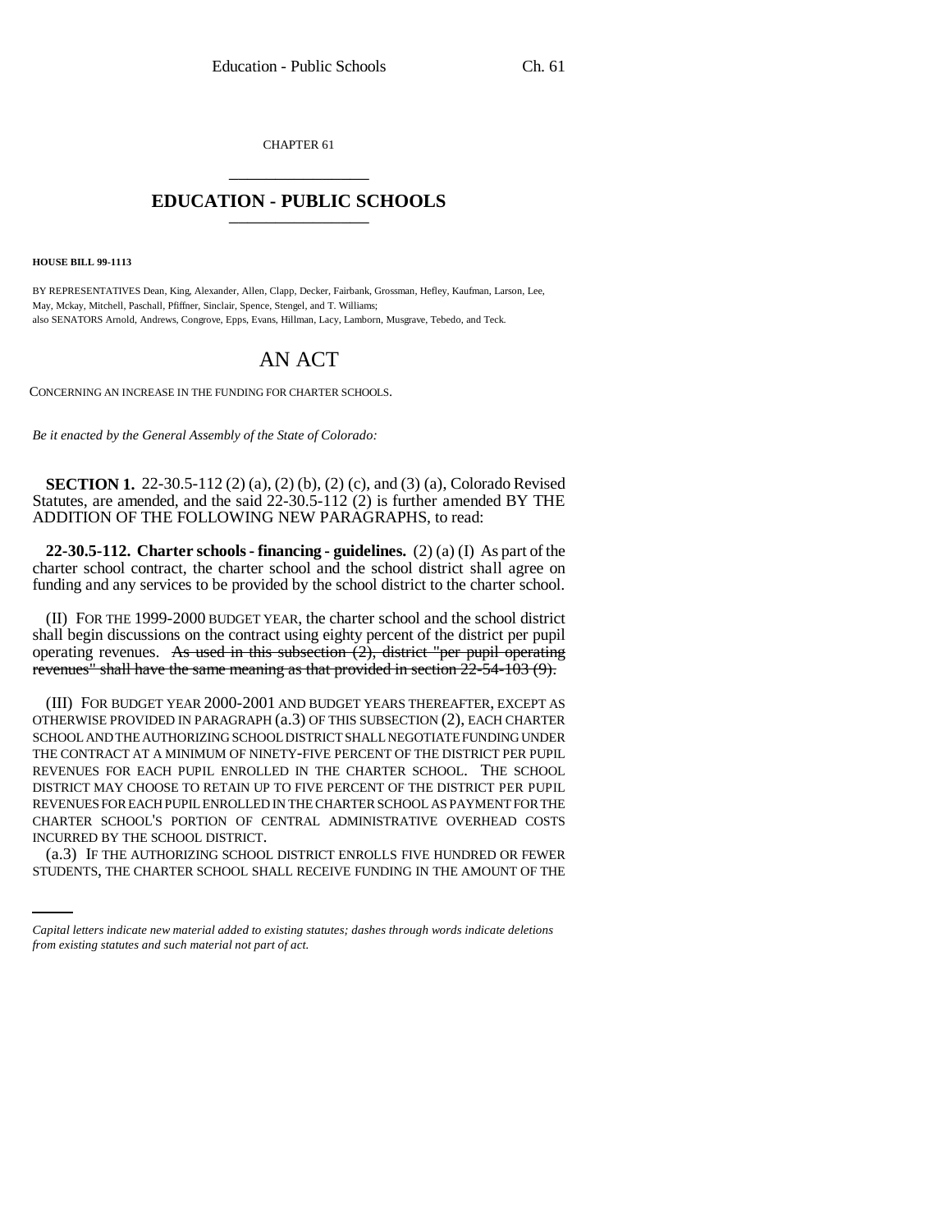CHAPTER 61

# EDUCATION - PUBLIC SCHOOLS

**HOUSE BILL 99-1113**

BY REPRESENTATIVES Dean, King, Alexander, Allen, Clapp, Decker, Fairbank, Grossman, Hefley, Kaufman, Larson, Lee, May, Mckay, Mitchell, Paschall, Pfiffner, Sinclair, Spence, Stengel, and T. Williams;
also SENATORS Arnold, Andrews, Congrove, Epps, Evans, Hillman, Lacy, Lamborn, Musgrave, Tebedo, and Teck.

## AN ACT

CONCERNING AN INCREASE IN THE FUNDING FOR CHARTER SCHOOLS.

*Be it enacted by the General Assembly of the State of Colorado:*

**SECTION 1.** 22-30.5-112 (2) (a), (2) (b), (2) (c), and (3) (a), Colorado Revised Statutes, are amended, and the said 22-30.5-112 (2) is further amended BY THE ADDITION OF THE FOLLOWING NEW PARAGRAPHS, to read:

**22-30.5-112. Charter schools - financing - guidelines.** (2) (a) (I) As part of the charter school contract, the charter school and the school district shall agree on funding and any services to be provided by the school district to the charter school.

(II) FOR THE 1999-2000 BUDGET YEAR, the charter school and the school district shall begin discussions on the contract using eighty percent of the district per pupil operating revenues. ~~As used in this subsection (2), district "per pupil operating revenues" shall have the same meaning as that provided in section 22-54-103 (9).~~

(III) FOR BUDGET YEAR 2000-2001 AND BUDGET YEARS THEREAFTER, EXCEPT AS OTHERWISE PROVIDED IN PARAGRAPH (a.3) OF THIS SUBSECTION (2), EACH CHARTER SCHOOL AND THE AUTHORIZING SCHOOL DISTRICT SHALL NEGOTIATE FUNDING UNDER THE CONTRACT AT A MINIMUM OF NINETY-FIVE PERCENT OF THE DISTRICT PER PUPIL REVENUES FOR EACH PUPIL ENROLLED IN THE CHARTER SCHOOL. THE SCHOOL DISTRICT MAY CHOOSE TO RETAIN UP TO FIVE PERCENT OF THE DISTRICT PER PUPIL REVENUES FOR EACH PUPIL ENROLLED IN THE CHARTER SCHOOL AS PAYMENT FOR THE CHARTER SCHOOL'S PORTION OF CENTRAL ADMINISTRATIVE OVERHEAD COSTS INCURRED BY THE SCHOOL DISTRICT.

(a.3) IF THE AUTHORIZING SCHOOL DISTRICT ENROLLS FIVE HUNDRED OR FEWER STUDENTS, THE CHARTER SCHOOL SHALL RECEIVE FUNDING IN THE AMOUNT OF THE

*Capital letters indicate new material added to existing statutes; dashes through words indicate deletions from existing statutes and such material not part of act.*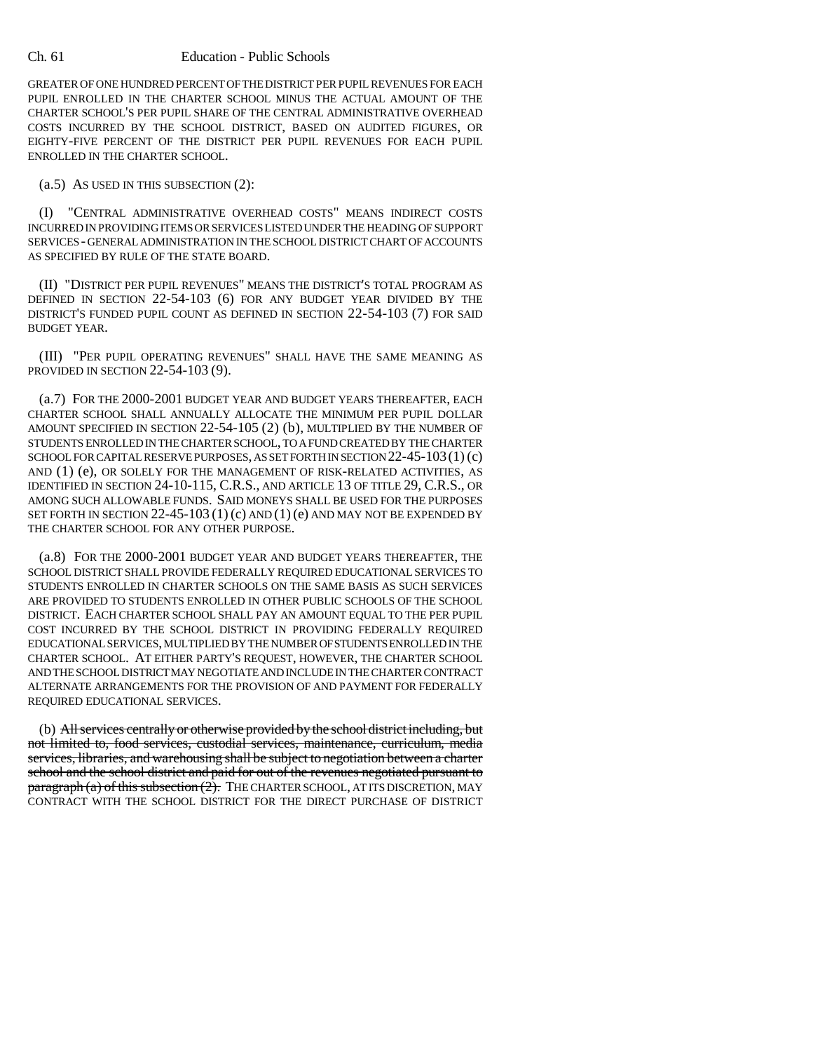GREATER OF ONE HUNDRED PERCENT OF THE DISTRICT PER PUPIL REVENUES FOR EACH PUPIL ENROLLED IN THE CHARTER SCHOOL MINUS THE ACTUAL AMOUNT OF THE CHARTER SCHOOL'S PER PUPIL SHARE OF THE CENTRAL ADMINISTRATIVE OVERHEAD COSTS INCURRED BY THE SCHOOL DISTRICT, BASED ON AUDITED FIGURES, OR EIGHTY-FIVE PERCENT OF THE DISTRICT PER PUPIL REVENUES FOR EACH PUPIL ENROLLED IN THE CHARTER SCHOOL.

(a.5) AS USED IN THIS SUBSECTION (2):

(I) "CENTRAL ADMINISTRATIVE OVERHEAD COSTS" MEANS INDIRECT COSTS INCURRED IN PROVIDING ITEMS OR SERVICES LISTED UNDER THE HEADING OF SUPPORT SERVICES - GENERAL ADMINISTRATION IN THE SCHOOL DISTRICT CHART OF ACCOUNTS AS SPECIFIED BY RULE OF THE STATE BOARD.

(II) "DISTRICT PER PUPIL REVENUES" MEANS THE DISTRICT'S TOTAL PROGRAM AS DEFINED IN SECTION 22-54-103 (6) FOR ANY BUDGET YEAR DIVIDED BY THE DISTRICT'S FUNDED PUPIL COUNT AS DEFINED IN SECTION 22-54-103 (7) FOR SAID BUDGET YEAR.

(III) "PER PUPIL OPERATING REVENUES" SHALL HAVE THE SAME MEANING AS PROVIDED IN SECTION 22-54-103 (9).

(a.7) FOR THE 2000-2001 BUDGET YEAR AND BUDGET YEARS THEREAFTER, EACH CHARTER SCHOOL SHALL ANNUALLY ALLOCATE THE MINIMUM PER PUPIL DOLLAR AMOUNT SPECIFIED IN SECTION 22-54-105 (2) (b), MULTIPLIED BY THE NUMBER OF STUDENTS ENROLLED IN THE CHARTER SCHOOL, TO A FUND CREATED BY THE CHARTER SCHOOL FOR CAPITAL RESERVE PURPOSES, AS SET FORTH IN SECTION 22-45-103 (1) (c) AND (1) (e), OR SOLELY FOR THE MANAGEMENT OF RISK-RELATED ACTIVITIES, AS IDENTIFIED IN SECTION 24-10-115, C.R.S., AND ARTICLE 13 OF TITLE 29, C.R.S., OR AMONG SUCH ALLOWABLE FUNDS. SAID MONEYS SHALL BE USED FOR THE PURPOSES SET FORTH IN SECTION 22-45-103 (1) (c) AND (1) (e) AND MAY NOT BE EXPENDED BY THE CHARTER SCHOOL FOR ANY OTHER PURPOSE.

(a.8) FOR THE 2000-2001 BUDGET YEAR AND BUDGET YEARS THEREAFTER, THE SCHOOL DISTRICT SHALL PROVIDE FEDERALLY REQUIRED EDUCATIONAL SERVICES TO STUDENTS ENROLLED IN CHARTER SCHOOLS ON THE SAME BASIS AS SUCH SERVICES ARE PROVIDED TO STUDENTS ENROLLED IN OTHER PUBLIC SCHOOLS OF THE SCHOOL DISTRICT. EACH CHARTER SCHOOL SHALL PAY AN AMOUNT EQUAL TO THE PER PUPIL COST INCURRED BY THE SCHOOL DISTRICT IN PROVIDING FEDERALLY REQUIRED EDUCATIONAL SERVICES, MULTIPLIED BY THE NUMBER OF STUDENTS ENROLLED IN THE CHARTER SCHOOL. AT EITHER PARTY'S REQUEST, HOWEVER, THE CHARTER SCHOOL AND THE SCHOOL DISTRICT MAY NEGOTIATE AND INCLUDE IN THE CHARTER CONTRACT ALTERNATE ARRANGEMENTS FOR THE PROVISION OF AND PAYMENT FOR FEDERALLY REQUIRED EDUCATIONAL SERVICES.

(b) ~~All services centrally or otherwise provided by the school district including, but not limited to, food services, custodial services, maintenance, curriculum, media services, libraries, and warehousing shall be subject to negotiation between a charter school and the school district and paid for out of the revenues negotiated pursuant to paragraph (a) of this subsection (2).~~ THE CHARTER SCHOOL, AT ITS DISCRETION, MAY CONTRACT WITH THE SCHOOL DISTRICT FOR THE DIRECT PURCHASE OF DISTRICT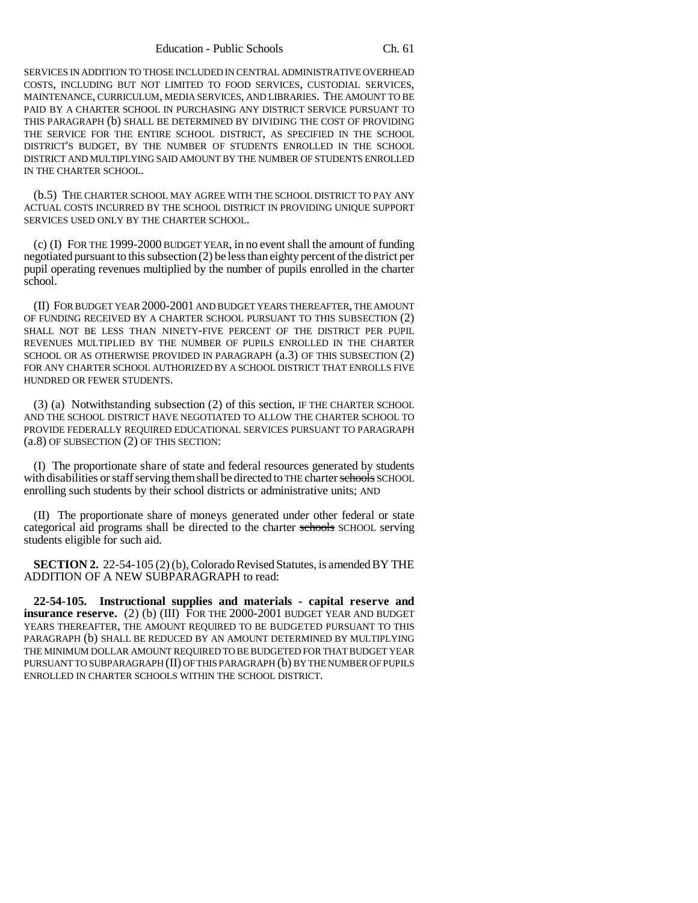SERVICES IN ADDITION TO THOSE INCLUDED IN CENTRAL ADMINISTRATIVE OVERHEAD COSTS, INCLUDING BUT NOT LIMITED TO FOOD SERVICES, CUSTODIAL SERVICES, MAINTENANCE, CURRICULUM, MEDIA SERVICES, AND LIBRARIES. THE AMOUNT TO BE PAID BY A CHARTER SCHOOL IN PURCHASING ANY DISTRICT SERVICE PURSUANT TO THIS PARAGRAPH (b) SHALL BE DETERMINED BY DIVIDING THE COST OF PROVIDING THE SERVICE FOR THE ENTIRE SCHOOL DISTRICT, AS SPECIFIED IN THE SCHOOL DISTRICT'S BUDGET, BY THE NUMBER OF STUDENTS ENROLLED IN THE SCHOOL DISTRICT AND MULTIPLYING SAID AMOUNT BY THE NUMBER OF STUDENTS ENROLLED IN THE CHARTER SCHOOL.

(b.5) THE CHARTER SCHOOL MAY AGREE WITH THE SCHOOL DISTRICT TO PAY ANY ACTUAL COSTS INCURRED BY THE SCHOOL DISTRICT IN PROVIDING UNIQUE SUPPORT SERVICES USED ONLY BY THE CHARTER SCHOOL.

(c) (I) FOR THE 1999-2000 BUDGET YEAR, in no event shall the amount of funding negotiated pursuant to this subsection (2) be less than eighty percent of the district per pupil operating revenues multiplied by the number of pupils enrolled in the charter school.

(II) FOR BUDGET YEAR 2000-2001 AND BUDGET YEARS THEREAFTER, THE AMOUNT OF FUNDING RECEIVED BY A CHARTER SCHOOL PURSUANT TO THIS SUBSECTION (2) SHALL NOT BE LESS THAN NINETY-FIVE PERCENT OF THE DISTRICT PER PUPIL REVENUES MULTIPLIED BY THE NUMBER OF PUPILS ENROLLED IN THE CHARTER SCHOOL OR AS OTHERWISE PROVIDED IN PARAGRAPH (a.3) OF THIS SUBSECTION (2) FOR ANY CHARTER SCHOOL AUTHORIZED BY A SCHOOL DISTRICT THAT ENROLLS FIVE HUNDRED OR FEWER STUDENTS.

(3) (a) Notwithstanding subsection (2) of this section, IF THE CHARTER SCHOOL AND THE SCHOOL DISTRICT HAVE NEGOTIATED TO ALLOW THE CHARTER SCHOOL TO PROVIDE FEDERALLY REQUIRED EDUCATIONAL SERVICES PURSUANT TO PARAGRAPH (a.8) OF SUBSECTION (2) OF THIS SECTION:

(I) The proportionate share of state and federal resources generated by students with disabilities or staff serving them shall be directed to THE charter ~~schools~~ SCHOOL enrolling such students by their school districts or administrative units; AND

(II) The proportionate share of moneys generated under other federal or state categorical aid programs shall be directed to the charter ~~schools~~ SCHOOL serving students eligible for such aid.

**SECTION 2.** 22-54-105 (2) (b), Colorado Revised Statutes, is amended BY THE ADDITION OF A NEW SUBPARAGRAPH to read:

**22-54-105. Instructional supplies and materials - capital reserve and insurance reserve.** (2) (b) (III) FOR THE 2000-2001 BUDGET YEAR AND BUDGET YEARS THEREAFTER, THE AMOUNT REQUIRED TO BE BUDGETED PURSUANT TO THIS PARAGRAPH (b) SHALL BE REDUCED BY AN AMOUNT DETERMINED BY MULTIPLYING THE MINIMUM DOLLAR AMOUNT REQUIRED TO BE BUDGETED FOR THAT BUDGET YEAR PURSUANT TO SUBPARAGRAPH (II) OF THIS PARAGRAPH (b) BY THE NUMBER OF PUPILS ENROLLED IN CHARTER SCHOOLS WITHIN THE SCHOOL DISTRICT.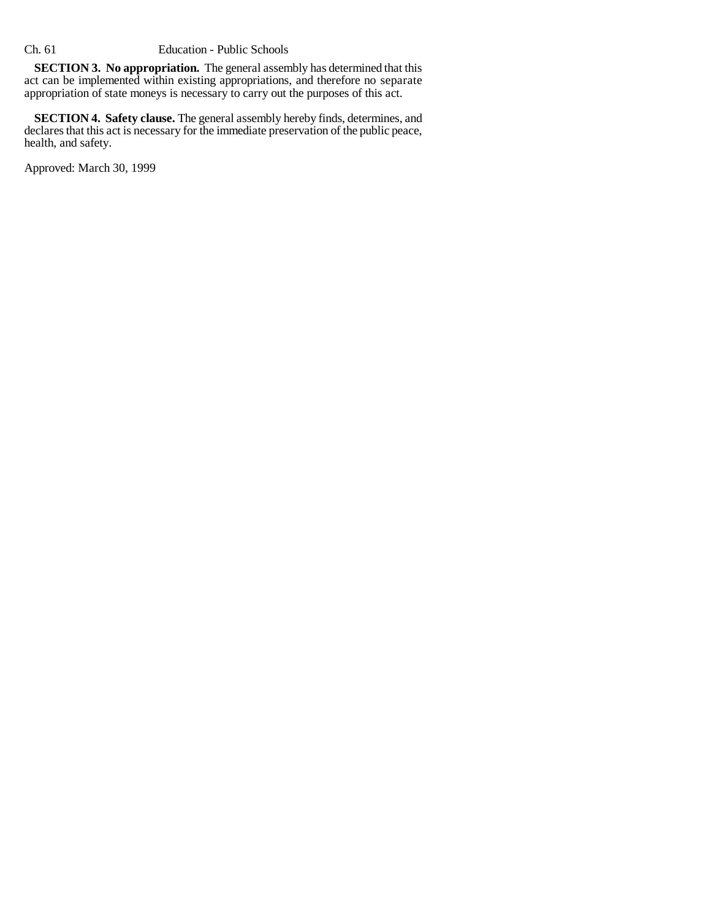**SECTION 3. No appropriation.** The general assembly has determined that this act can be implemented within existing appropriations, and therefore no separate appropriation of state moneys is necessary to carry out the purposes of this act.

**SECTION 4. Safety clause.** The general assembly hereby finds, determines, and declares that this act is necessary for the immediate preservation of the public peace, health, and safety.

Approved: March 30, 1999